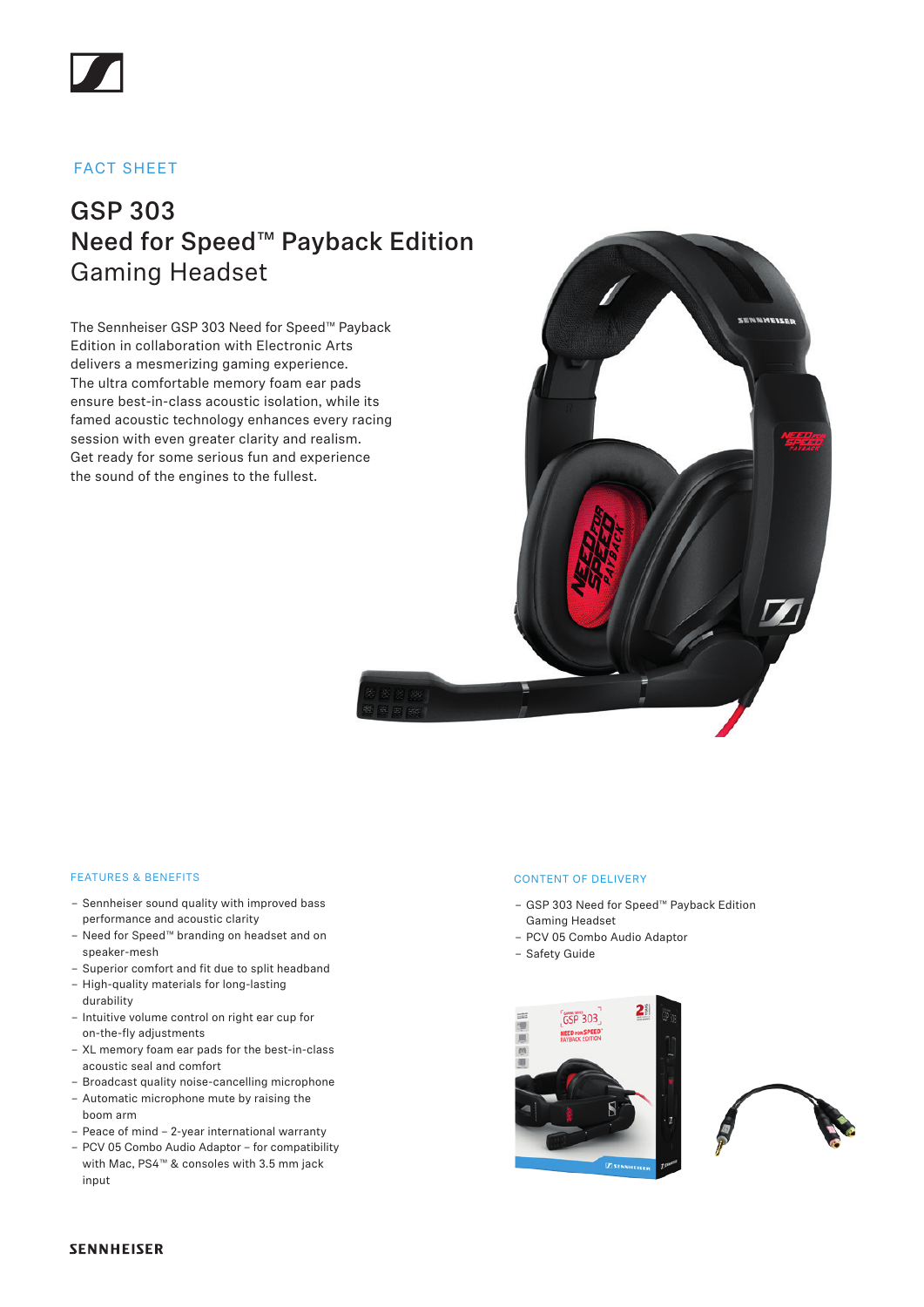FACT SHEET

# GSP 303
## Need for Speed™ Payback Edition
## Gaming Headset

The Sennheiser GSP 303 Need for Speed™ Payback Edition in collaboration with Electronic Arts delivers a mesmerizing gaming experience. The ultra comfortable memory foam ear pads ensure best-in-class acoustic isolation, while its famed acoustic technology enhances every racing session with even greater clarity and realism. Get ready for some serious fun and experience the sound of the engines to the fullest.

### FEATURES & BENEFITS

- Sennheiser sound quality with improved bass performance and acoustic clarity
- Need for Speed™ branding on headset and on speaker-mesh
- Superior comfort and fit due to split headband
- High-quality materials for long-lasting durability
- Intuitive volume control on right ear cup for on-the-fly adjustments
- XL memory foam ear pads for the best-in-class acoustic seal and comfort
- Broadcast quality noise-cancelling microphone
- Automatic microphone mute by raising the boom arm
- Peace of mind – 2-year international warranty
- PCV 05 Combo Audio Adaptor – for compatibility with Mac, PS4™ & consoles with 3.5 mm jack input

### CONTENT OF DELIVERY

- GSP 303 Need for Speed™ Payback Edition Gaming Headset
- PCV 05 Combo Audio Adaptor
- Safety Guide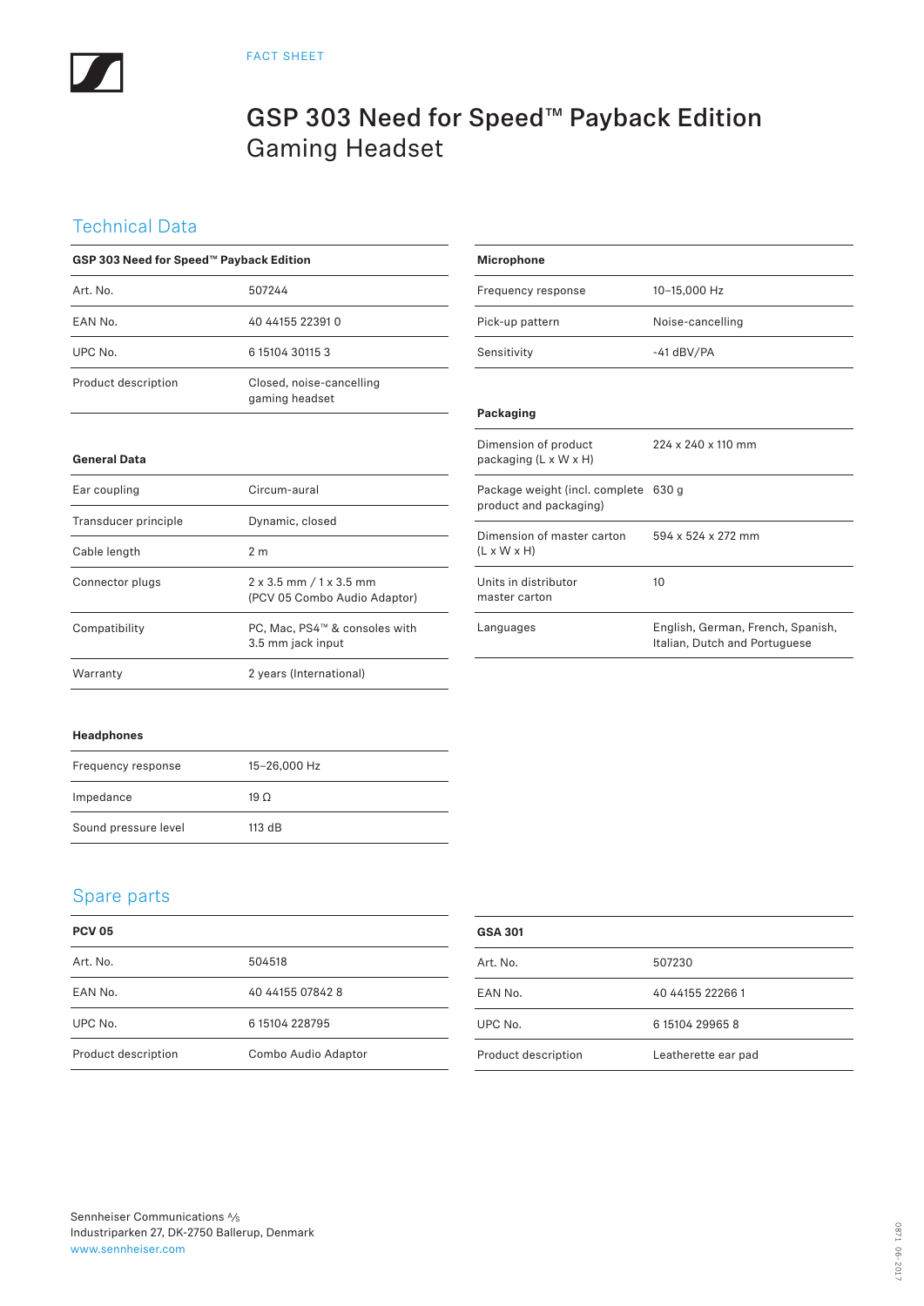FACT SHEET

# GSP 303 Need for Speed™ Payback Edition
Gaming Headset

## Technical Data

| **GSP 303 Need for Speed™ Payback Edition** | |
|---|---|
| Art. No. | 507244 |
| EAN No. | 40 44155 22391 0 |
| UPC No. | 6 15104 30115 3 |
| Product description | Closed, noise-cancelling gaming headset |

| **General Data** | |
|---|---|
| Ear coupling | Circum-aural |
| Transducer principle | Dynamic, closed |
| Cable length | 2 m |
| Connector plugs | 2 x 3.5 mm / 1 x 3.5 mm (PCV 05 Combo Audio Adaptor) |
| Compatibility | PC, Mac, PS4™ & consoles with 3.5 mm jack input |
| Warranty | 2 years (International) |

| **Headphones** | |
|---|---|
| Frequency response | 15–26,000 Hz |
| Impedance | 19 Ω |
| Sound pressure level | 113 dB |

| **Microphone** | |
|---|---|
| Frequency response | 10–15,000 Hz |
| Pick-up pattern | Noise-cancelling |
| Sensitivity | -41 dBV/PA |

| **Packaging** | |
|---|---|
| Dimension of product packaging (L x W x H) | 224 x 240 x 110 mm |
| Package weight (incl. complete product and packaging) | 630 g |
| Dimension of master carton (L x W x H) | 594 x 524 x 272 mm |
| Units in distributor master carton | 10 |
| Languages | English, German, French, Spanish, Italian, Dutch and Portuguese |

## Spare parts

| **PCV 05** | |
|---|---|
| Art. No. | 504518 |
| EAN No. | 40 44155 07842 8 |
| UPC No. | 6 15104 228795 |
| Product description | Combo Audio Adaptor |

| **GSA 301** | |
|---|---|
| Art. No. | 507230 |
| EAN No. | 40 44155 22266 1 |
| UPC No. | 6 15104 29965 8 |
| Product description | Leatherette ear pad |

Sennheiser Communications A/S
Industriparken 27, DK-2750 Ballerup, Denmark
www.sennheiser.com

0871 06-2017